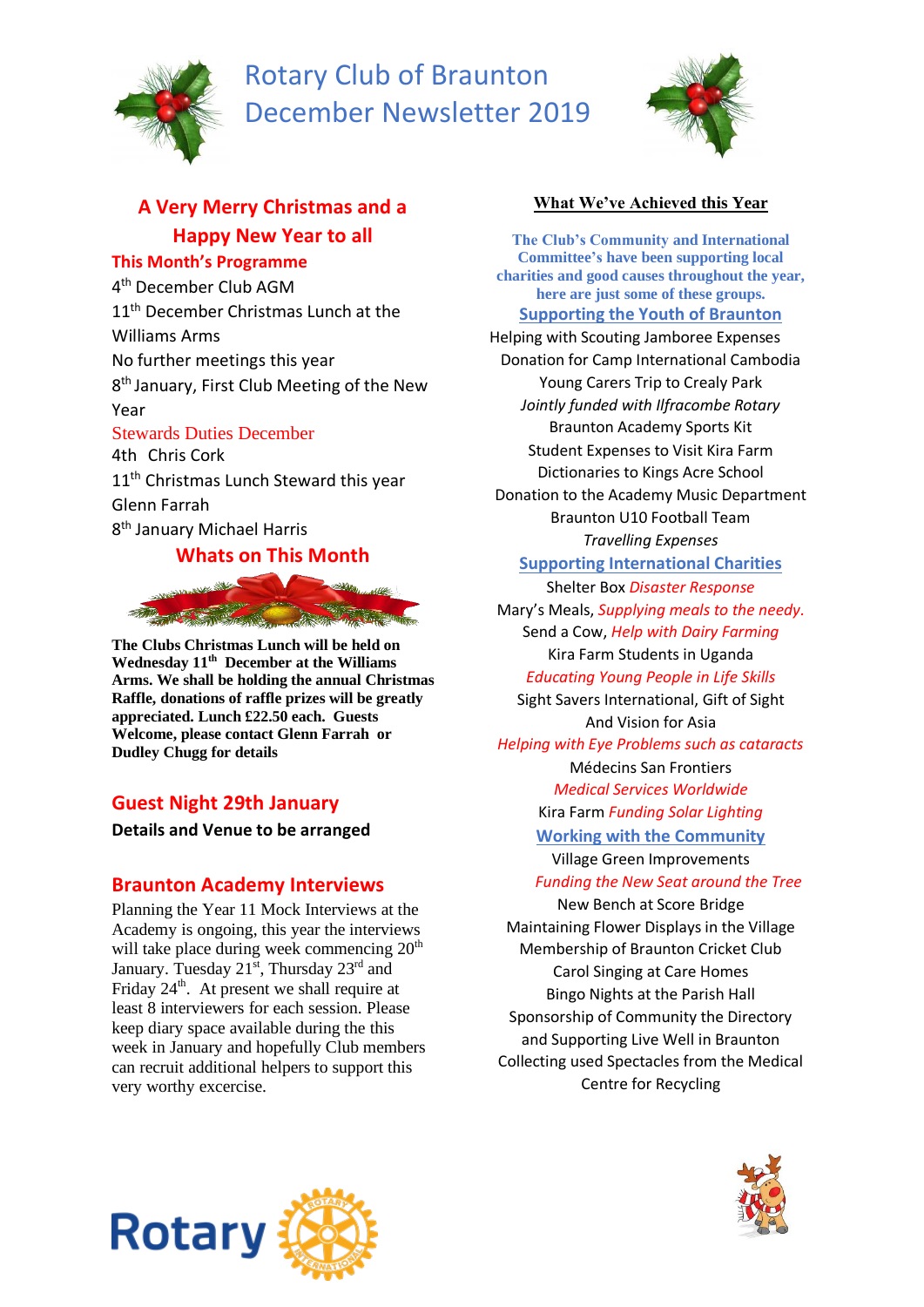# Rotary Club of Braunton December Newsletter 2019

## A Very Merry Christmas and a Happy New Year to all

### This Month's Programme

4th December Club AGM

11th December Christmas Lunch at the Williams Arms

No further meetings this year

8th January, First Club Meeting of the New Year

### Stewards Duties December

4th Chris Cork

11th Christmas Lunch Steward this year Glenn Farrah

8th January Michael Harris

### Whats on This Month

**The Clubs Christmas Lunch will be held on Wednesday 11th December at the Williams Arms. We shall be holding the annual Christmas Raffle, donations of raffle prizes will be greatly appreciated. Lunch £22.50 each. Guests Welcome, please contact Glenn Farrah or Dudley Chugg for details**

### Guest Night 29th January

**Details and Venue to be arranged**

### Braunton Academy Interviews

Planning the Year 11 Mock Interviews at the Academy is ongoing, this year the interviews will take place during week commencing 20th January. Tuesday 21st, Thursday 23rd and Friday 24th. At present we shall require at least 8 interviewers for each session. Please keep diary space available during the this week in January and hopefully Club members can recruit additional helpers to support this very worthy excercise.

## What We've Achieved this Year

**The Club's Community and International Committee's have been supporting local charities and good causes throughout the year, here are just some of these groups.**

### Supporting the Youth of Braunton

Helping with Scouting Jamboree Expenses

Donation for Camp International Cambodia

Young Carers Trip to Crealy Park

*Jointly funded with Ilfracombe Rotary*

Braunton Academy Sports Kit

Student Expenses to Visit Kira Farm

Dictionaries to Kings Acre School

Donation to the Academy Music Department

Braunton U10 Football Team

*Travelling Expenses*

### Supporting International Charities

Shelter Box *Disaster Response*

Mary's Meals, *Supplying meals to the needy.*

Send a Cow, *Help with Dairy Farming*

Kira Farm Students in Uganda

*Educating Young People in Life Skills*

Sight Savers International, Gift of Sight And Vision for Asia

*Helping with Eye Problems such as cataracts*

Médecins San Frontiers

*Medical Services Worldwide*

Kira Farm *Funding Solar Lighting*

### Working with the Community

Village Green Improvements

*Funding the New Seat around the Tree*

New Bench at Score Bridge

Maintaining Flower Displays in the Village

Membership of Braunton Cricket Club

Carol Singing at Care Homes

Bingo Nights at the Parish Hall

Sponsorship of Community the Directory and Supporting Live Well in Braunton

Collecting used Spectacles from the Medical Centre for Recycling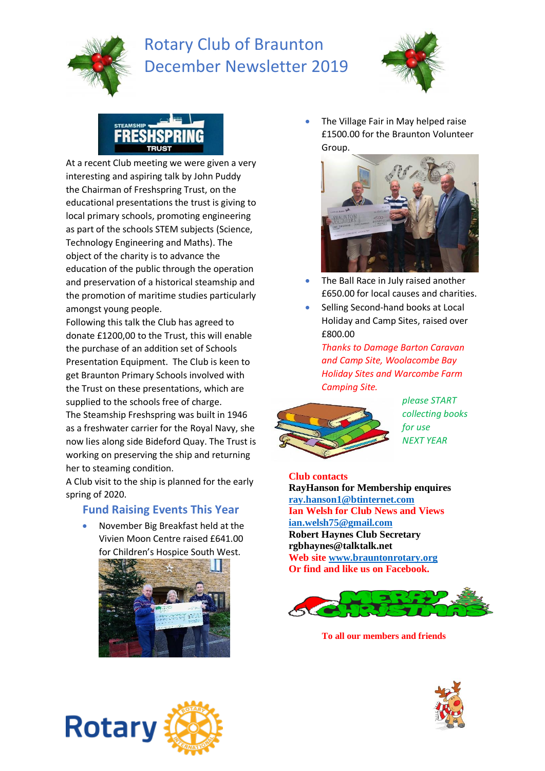# Rotary Club of Braunton December Newsletter 2019

At a recent Club meeting we were given a very interesting and aspiring talk by John Puddy the Chairman of Freshspring Trust, on the educational presentations the trust is giving to local primary schools, promoting engineering as part of the schools STEM subjects (Science, Technology Engineering and Maths). The object of the charity is to advance the education of the public through the operation and preservation of a historical steamship and the promotion of maritime studies particularly amongst young people.

Following this talk the Club has agreed to donate £1200,00 to the Trust, this will enable the purchase of an addition set of Schools Presentation Equipment. The Club is keen to get Braunton Primary Schools involved with the Trust on these presentations, which are supplied to the schools free of charge.

The Steamship Freshspring was built in 1946 as a freshwater carrier for the Royal Navy, she now lies along side Bideford Quay. The Trust is working on preserving the ship and returning her to steaming condition.

A Club visit to the ship is planned for the early spring of 2020.

## Fund Raising Events This Year

- November Big Breakfast held at the Vivien Moon Centre raised £641.00 for Children's Hospice South West.
- The Village Fair in May helped raise £1500.00 for the Braunton Volunteer Group.
- The Ball Race in July raised another £650.00 for local causes and charities.
- Selling Second-hand books at Local Holiday and Camp Sites, raised over £800.00

  *Thanks to Damage Barton Caravan and Camp Site, Woolacombe Bay Holiday Sites and Warcombe Farm Camping Site.*

*please START collecting books for use NEXT YEAR*

**Club contacts**

**RayHanson for Membership enquires**
**ray.hanson1@btinternet.com**
**Ian Welsh for Club News and Views**
**ian.welsh75@gmail.com**
**Robert Haynes Club Secretary**
**rgbhaynes@talktalk.net**
**Web site www.brauntonrotary.org**
**Or find and like us on Facebook.**

**To all our members and friends**